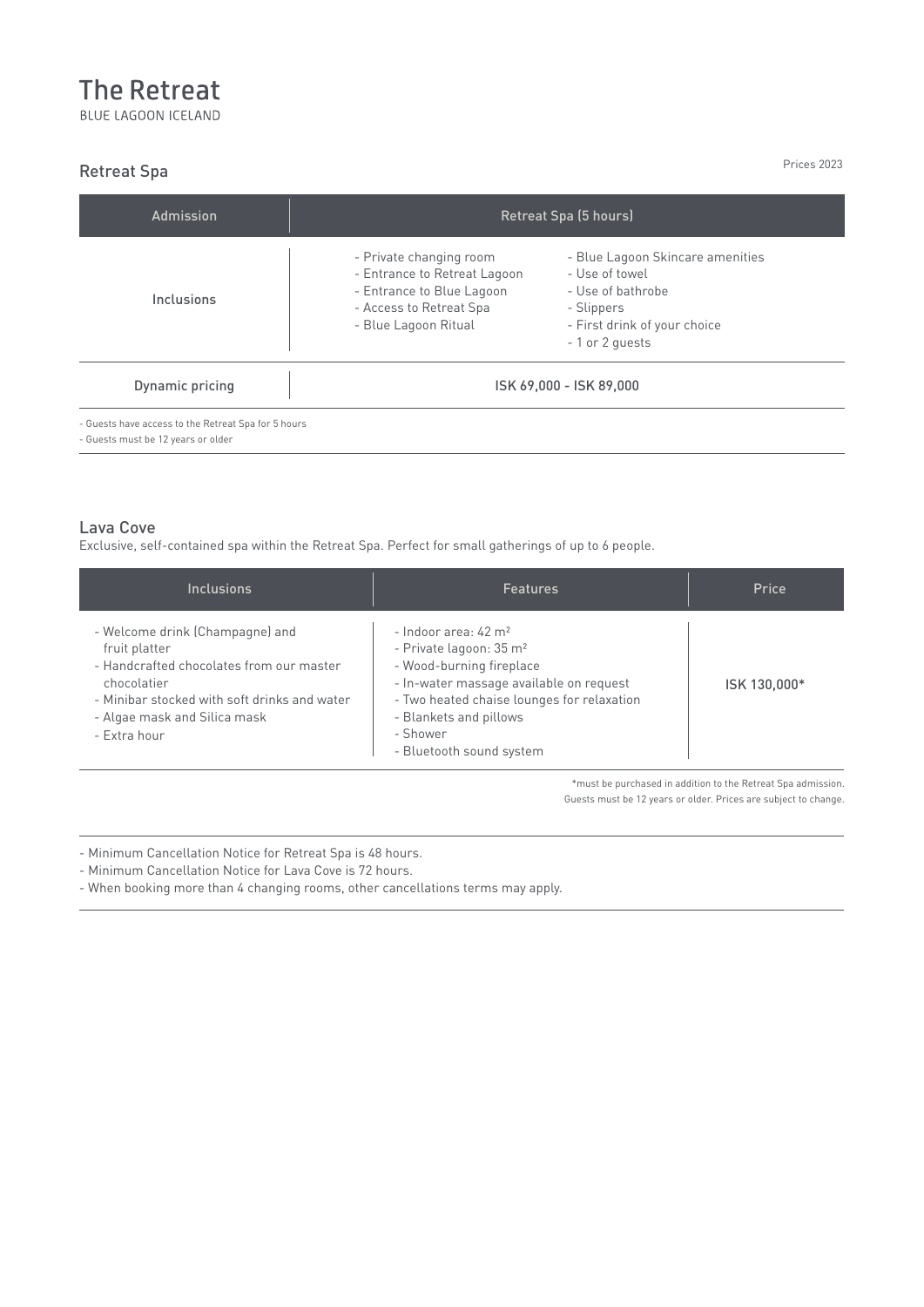# The Retreat

BLUE LAGOON ICELAND

## Retreat Spa

Prices 2023

| Admission | Retreat Spa (5 hours) |
| --- | --- |
| Inclusions | - Private changing room<br>- Entrance to Retreat Lagoon<br>- Entrance to Blue Lagoon<br>- Access to Retreat Spa<br>- Blue Lagoon Ritual<br>- Blue Lagoon Skincare amenities<br>- Use of towel<br>- Use of bathrobe<br>- Slippers<br>- First drink of your choice<br>- 1 or 2 guests |
| Dynamic pricing | ISK 69,000 - ISK 89,000 |

- Guests have access to the Retreat Spa for 5 hours
- Guests must be 12 years or older

## Lava Cove

Exclusive, self-contained spa within the Retreat Spa. Perfect for small gatherings of up to 6 people.

| Inclusions | Features | Price |
| --- | --- | --- |
| - Welcome drink (Champagne) and fruit platter<br>- Handcrafted chocolates from our master chocolatier<br>- Minibar stocked with soft drinks and water<br>- Algae mask and Silica mask<br>- Extra hour | - Indoor area: 42 m²<br>- Private lagoon: 35 m²<br>- Wood-burning fireplace<br>- In-water massage available on request<br>- Two heated chaise lounges for relaxation<br>- Blankets and pillows<br>- Shower<br>- Bluetooth sound system | ISK 130,000* |

*must be purchased in addition to the Retreat Spa admission.
Guests must be 12 years or older. Prices are subject to change.

- Minimum Cancellation Notice for Retreat Spa is 48 hours.
- Minimum Cancellation Notice for Lava Cove is 72 hours.
- When booking more than 4 changing rooms, other cancellations terms may apply.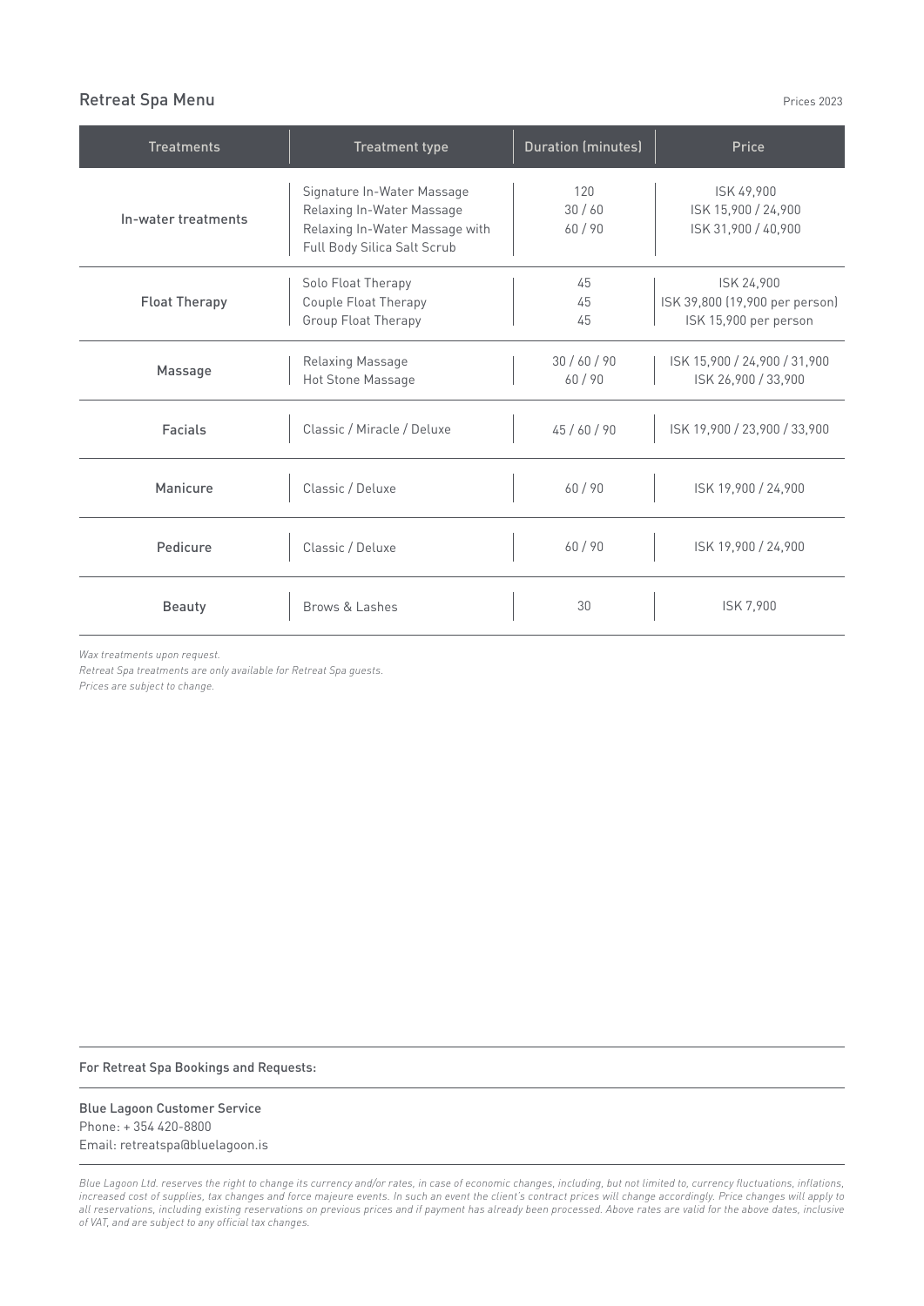## Retreat Spa Menu

Prices 2023

| Treatments | Treatment type | Duration (minutes) | Price |
|---|---|---|---|
| In-water treatments | Signature In-Water Massage<br>Relaxing In-Water Massage<br>Relaxing In-Water Massage with Full Body Silica Salt Scrub | 120<br>30 / 60<br>60 / 90 | ISK 49,900<br>ISK 15,900 / 24,900<br>ISK 31,900 / 40,900 |
| Float Therapy | Solo Float Therapy<br>Couple Float Therapy<br>Group Float Therapy | 45<br>45<br>45 | ISK 24,900<br>ISK 39,800 (19,900 per person)<br>ISK 15,900 per person |
| Massage | Relaxing Massage<br>Hot Stone Massage | 30 / 60 / 90<br>60 / 90 | ISK 15,900 / 24,900 / 31,900<br>ISK 26,900 / 33,900 |
| Facials | Classic / Miracle / Deluxe | 45 / 60 / 90 | ISK 19,900 / 23,900 / 33,900 |
| Manicure | Classic / Deluxe | 60 / 90 | ISK 19,900 / 24,900 |
| Pedicure | Classic / Deluxe | 60 / 90 | ISK 19,900 / 24,900 |
| Beauty | Brows & Lashes | 30 | ISK 7,900 |

*Wax treatments upon request.*
*Retreat Spa treatments are only available for Retreat Spa guests.*
*Prices are subject to change.*

For Retreat Spa Bookings and Requests:

Blue Lagoon Customer Service
Phone: + 354 420-8800
Email: retreatspa@bluelagoon.is

*Blue Lagoon Ltd. reserves the right to change its currency and/or rates, in case of economic changes, including, but not limited to, currency fluctuations, inflations, increased cost of supplies, tax changes and force majeure events. In such an event the client's contract prices will change accordingly. Price changes will apply to all reservations, including existing reservations on previous prices and if payment has already been processed. Above rates are valid for the above dates, inclusive of VAT, and are subject to any official tax changes.*